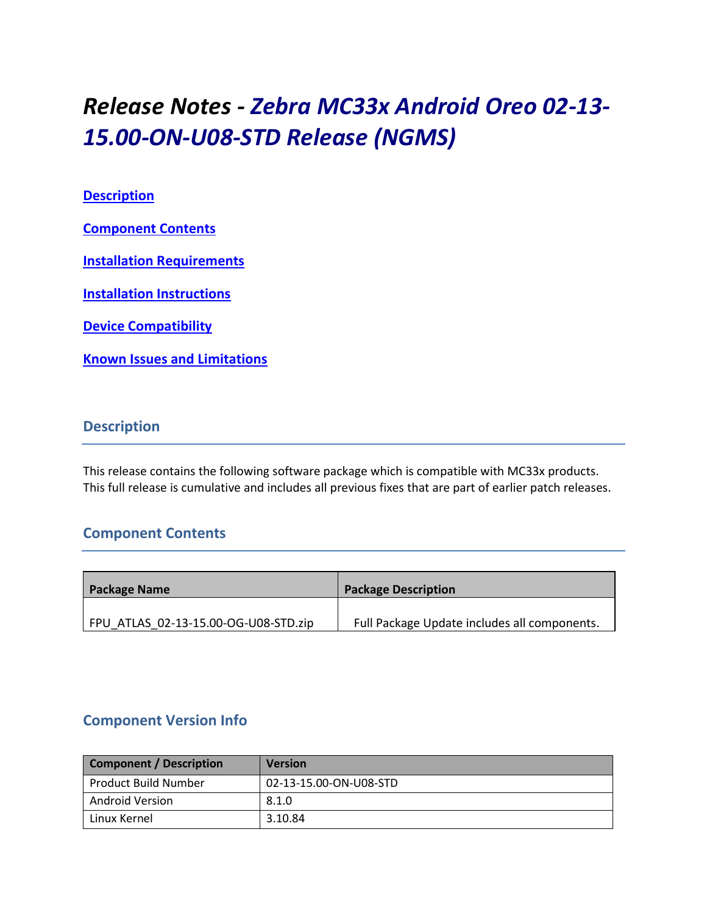# *Release Notes - Zebra MC33x Android Oreo 02-13-15.00-ON-U08-STD Release (NGMS)*

[Description](#description)

[Component Contents](#component-contents)

[Installation Requirements](#installation-requirements)

[Installation Instructions](#installation-instructions)

[Device Compatibility](#device-compatibility)

[Known Issues and Limitations](#known-issues-and-limitations)

## Description

This release contains the following software package which is compatible with MC33x products. This full release is cumulative and includes all previous fixes that are part of earlier patch releases.

## Component Contents

| Package Name | Package Description |
|---|---|
| FPU_ATLAS_02-13-15.00-OG-U08-STD.zip | Full Package Update includes all components. |

## Component Version Info

| Component / Description | Version |
|---|---|
| Product Build Number | 02-13-15.00-ON-U08-STD |
| Android Version | 8.1.0 |
| Linux Kernel | 3.10.84 |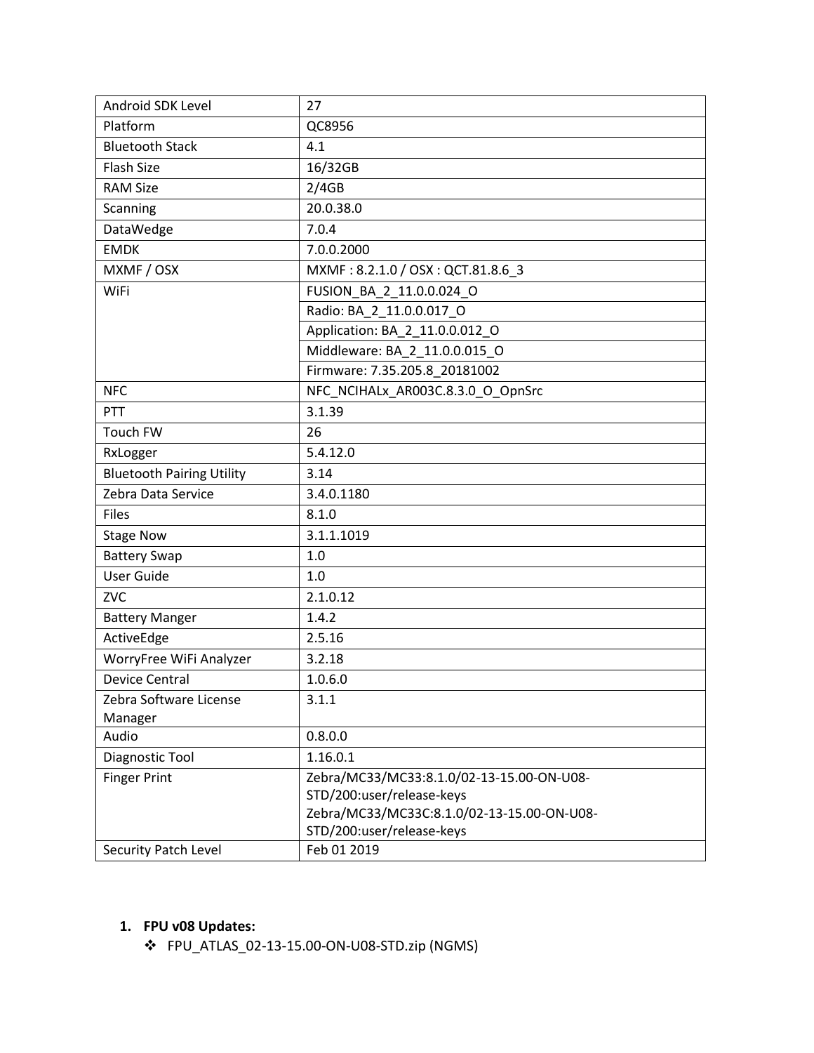| Android SDK Level | 27 |
|---|---|
| Platform | QC8956 |
| Bluetooth Stack | 4.1 |
| Flash Size | 16/32GB |
| RAM Size | 2/4GB |
| Scanning | 20.0.38.0 |
| DataWedge | 7.0.4 |
| EMDK | 7.0.0.2000 |
| MXMF / OSX | MXMF : 8.2.1.0 / OSX : QCT.81.8.6_3 |
| WiFi | FUSION_BA_2_11.0.0.024_O |
| | Radio: BA_2_11.0.0.017_O |
| | Application: BA_2_11.0.0.012_O |
| | Middleware: BA_2_11.0.0.015_O |
| | Firmware: 7.35.205.8_20181002 |
| NFC | NFC_NCIHALx_AR003C.8.3.0_O_OpnSrc |
| PTT | 3.1.39 |
| Touch FW | 26 |
| RxLogger | 5.4.12.0 |
| Bluetooth Pairing Utility | 3.14 |
| Zebra Data Service | 3.4.0.1180 |
| Files | 8.1.0 |
| Stage Now | 3.1.1.1019 |
| Battery Swap | 1.0 |
| User Guide | 1.0 |
| ZVC | 2.1.0.12 |
| Battery Manger | 1.4.2 |
| ActiveEdge | 2.5.16 |
| WorryFree WiFi Analyzer | 3.2.18 |
| Device Central | 1.0.6.0 |
| Zebra Software License Manager | 3.1.1 |
| Audio | 0.8.0.0 |
| Diagnostic Tool | 1.16.0.1 |
| Finger Print | Zebra/MC33/MC33:8.1.0/02-13-15.00-ON-U08-STD/200:user/release-keys Zebra/MC33/MC33C:8.1.0/02-13-15.00-ON-U08-STD/200:user/release-keys |
| Security Patch Level | Feb 01 2019 |

1. **FPU v08 Updates:**
   - ❖ FPU_ATLAS_02-13-15.00-ON-U08-STD.zip (NGMS)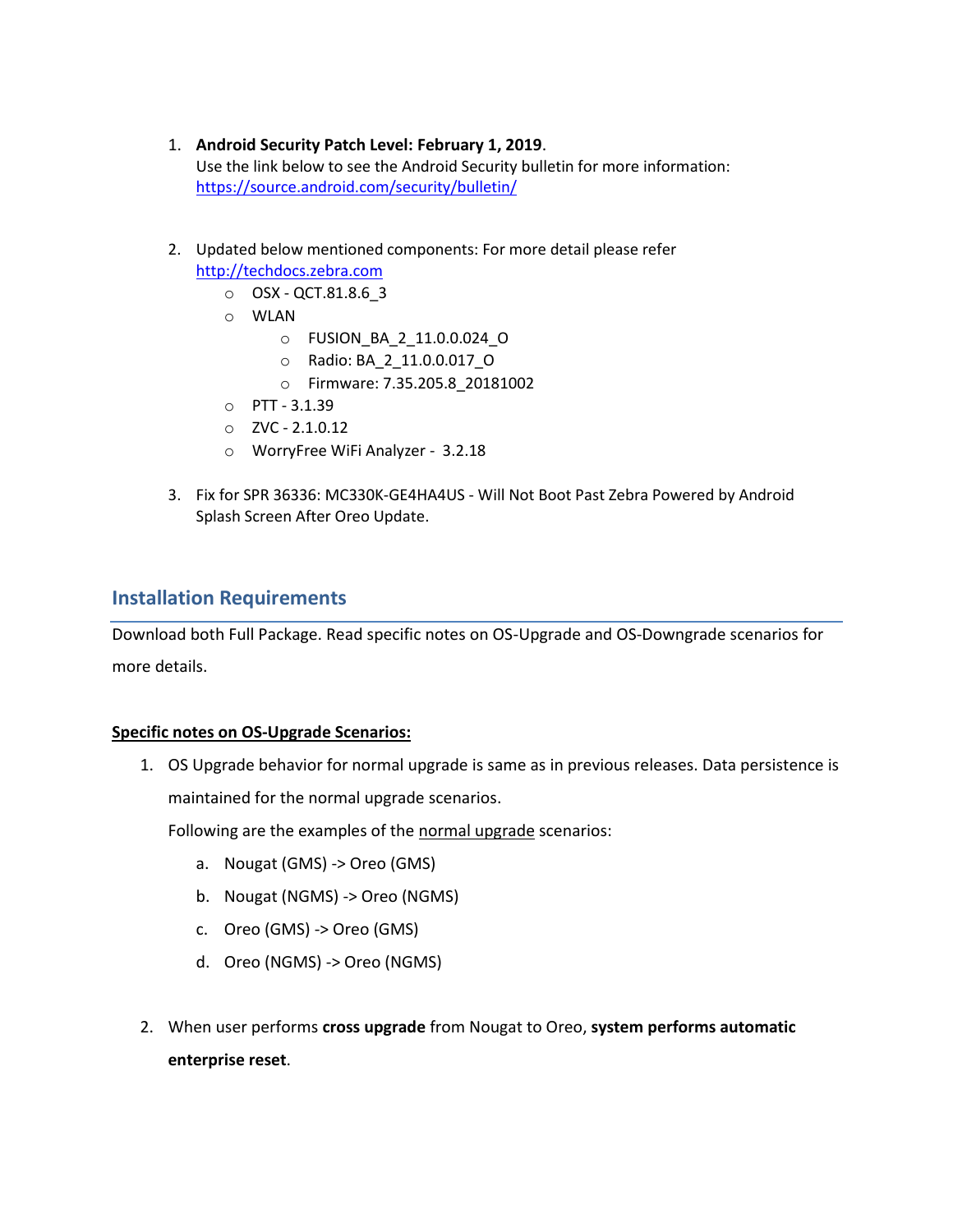1. **Android Security Patch Level: February 1, 2019**.
   Use the link below to see the Android Security bulletin for more information:
   [https://source.android.com/security/bulletin/](https://source.android.com/security/bulletin/)

2. Updated below mentioned components: For more detail please refer [http://techdocs.zebra.com](http://techdocs.zebra.com)
   - OSX - QCT.81.8.6_3
   - WLAN
     - FUSION_BA_2_11.0.0.024_O
     - Radio: BA_2_11.0.0.017_O
     - Firmware: 7.35.205.8_20181002
   - PTT - 3.1.39
   - ZVC - 2.1.0.12
   - WorryFree WiFi Analyzer - 3.2.18

3. Fix for SPR 36336: MC330K-GE4HA4US - Will Not Boot Past Zebra Powered by Android Splash Screen After Oreo Update.

## Installation Requirements

Download both Full Package. Read specific notes on OS-Upgrade and OS-Downgrade scenarios for more details.

**Specific notes on OS-Upgrade Scenarios:**

1. OS Upgrade behavior for normal upgrade is same as in previous releases. Data persistence is maintained for the normal upgrade scenarios.

   Following are the examples of the normal upgrade scenarios:

   a. Nougat (GMS) -> Oreo (GMS)

   b. Nougat (NGMS) -> Oreo (NGMS)

   c. Oreo (GMS) -> Oreo (GMS)

   d. Oreo (NGMS) -> Oreo (NGMS)

2. When user performs **cross upgrade** from Nougat to Oreo, **system performs automatic enterprise reset**.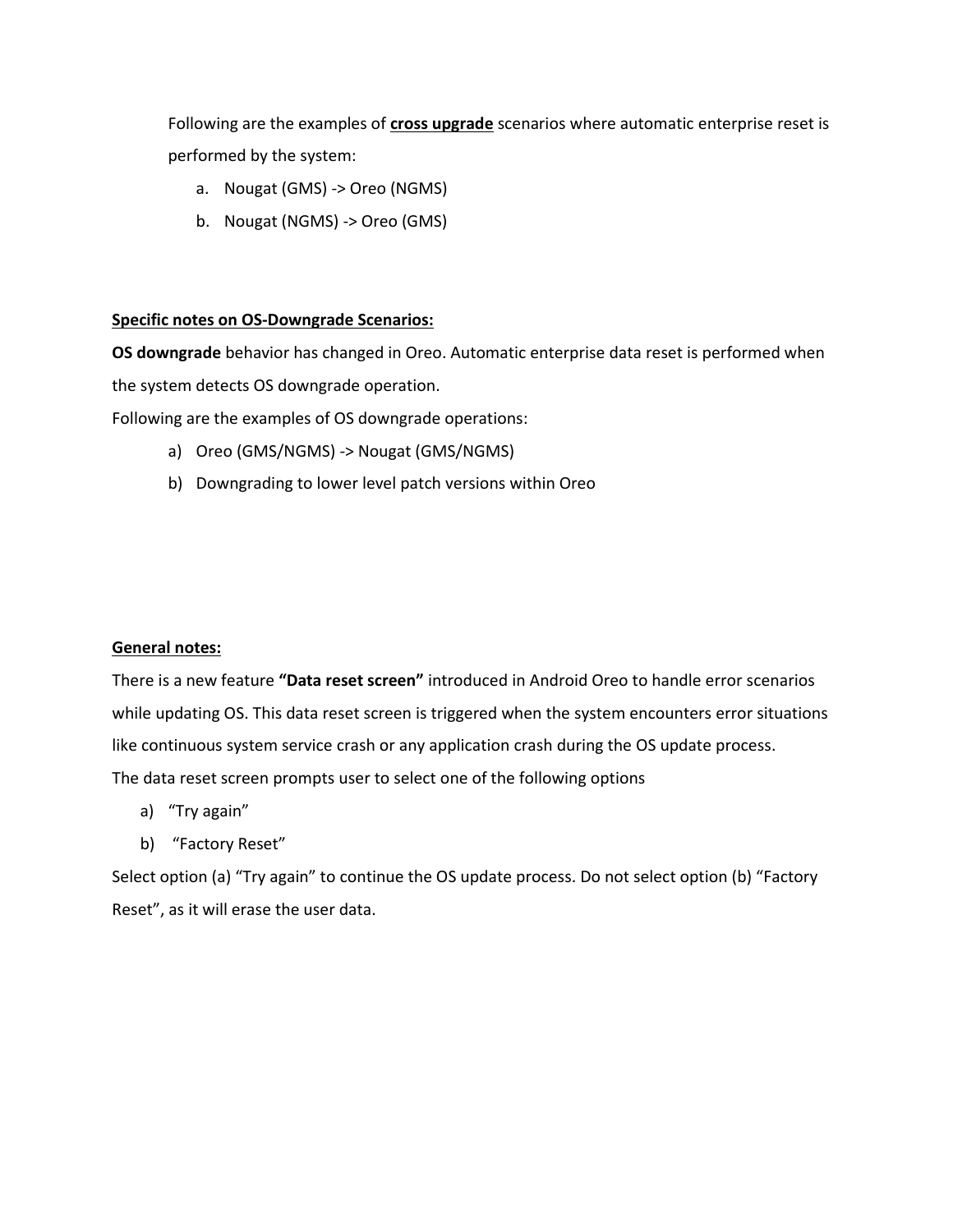Following are the examples of **<u>cross upgrade</u>** scenarios where automatic enterprise reset is performed by the system:

a. Nougat (GMS) -> Oreo (NGMS)
b. Nougat (NGMS) -> Oreo (GMS)

**<u>Specific notes on OS-Downgrade Scenarios:</u>**

**OS downgrade** behavior has changed in Oreo. Automatic enterprise data reset is performed when the system detects OS downgrade operation.

Following are the examples of OS downgrade operations:

a) Oreo (GMS/NGMS) -> Nougat (GMS/NGMS)
b) Downgrading to lower level patch versions within Oreo

**<u>General notes:</u>**

There is a new feature **"Data reset screen"** introduced in Android Oreo to handle error scenarios while updating OS. This data reset screen is triggered when the system encounters error situations like continuous system service crash or any application crash during the OS update process.

The data reset screen prompts user to select one of the following options

a) "Try again"
b) "Factory Reset"

Select option (a) "Try again" to continue the OS update process. Do not select option (b) "Factory Reset", as it will erase the user data.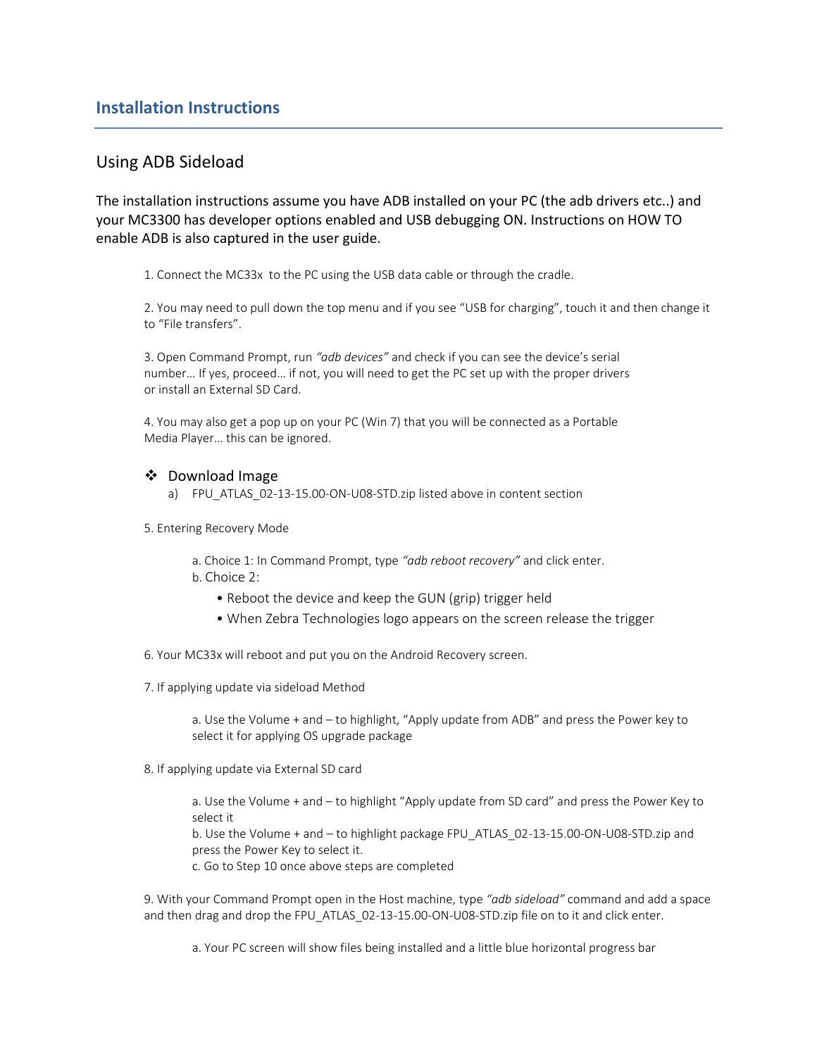# Installation Instructions

## Using ADB Sideload

The installation instructions assume you have ADB installed on your PC (the adb drivers etc..) and your MC3300 has developer options enabled and USB debugging ON. Instructions on HOW TO enable ADB is also captured in the user guide.

1. Connect the MC33x to the PC using the USB data cable or through the cradle.

2. You may need to pull down the top menu and if you see "USB for charging", touch it and then change it to "File transfers".

3. Open Command Prompt, run *"adb devices"* and check if you can see the device's serial number… If yes, proceed… if not, you will need to get the PC set up with the proper drivers or install an External SD Card.

4. You may also get a pop up on your PC (Win 7) that you will be connected as a Portable Media Player… this can be ignored.

❖ Download Image

a) FPU_ATLAS_02-13-15.00-ON-U08-STD.zip listed above in content section

5. Entering Recovery Mode

   a. Choice 1: In Command Prompt, type *"adb reboot recovery"* and click enter.
   b. Choice 2:
      - Reboot the device and keep the GUN (grip) trigger held
      - When Zebra Technologies logo appears on the screen release the trigger

6. Your MC33x will reboot and put you on the Android Recovery screen.

7. If applying update via sideload Method

   a. Use the Volume + and – to highlight, "Apply update from ADB" and press the Power key to select it for applying OS upgrade package

8. If applying update via External SD card

   a. Use the Volume + and – to highlight "Apply update from SD card" and press the Power Key to select it
   b. Use the Volume + and – to highlight package FPU_ATLAS_02-13-15.00-ON-U08-STD.zip and press the Power Key to select it.
   c. Go to Step 10 once above steps are completed

9. With your Command Prompt open in the Host machine, type *"adb sideload"* command and add a space and then drag and drop the FPU_ATLAS_02-13-15.00-ON-U08-STD.zip file on to it and click enter.

   a. Your PC screen will show files being installed and a little blue horizontal progress bar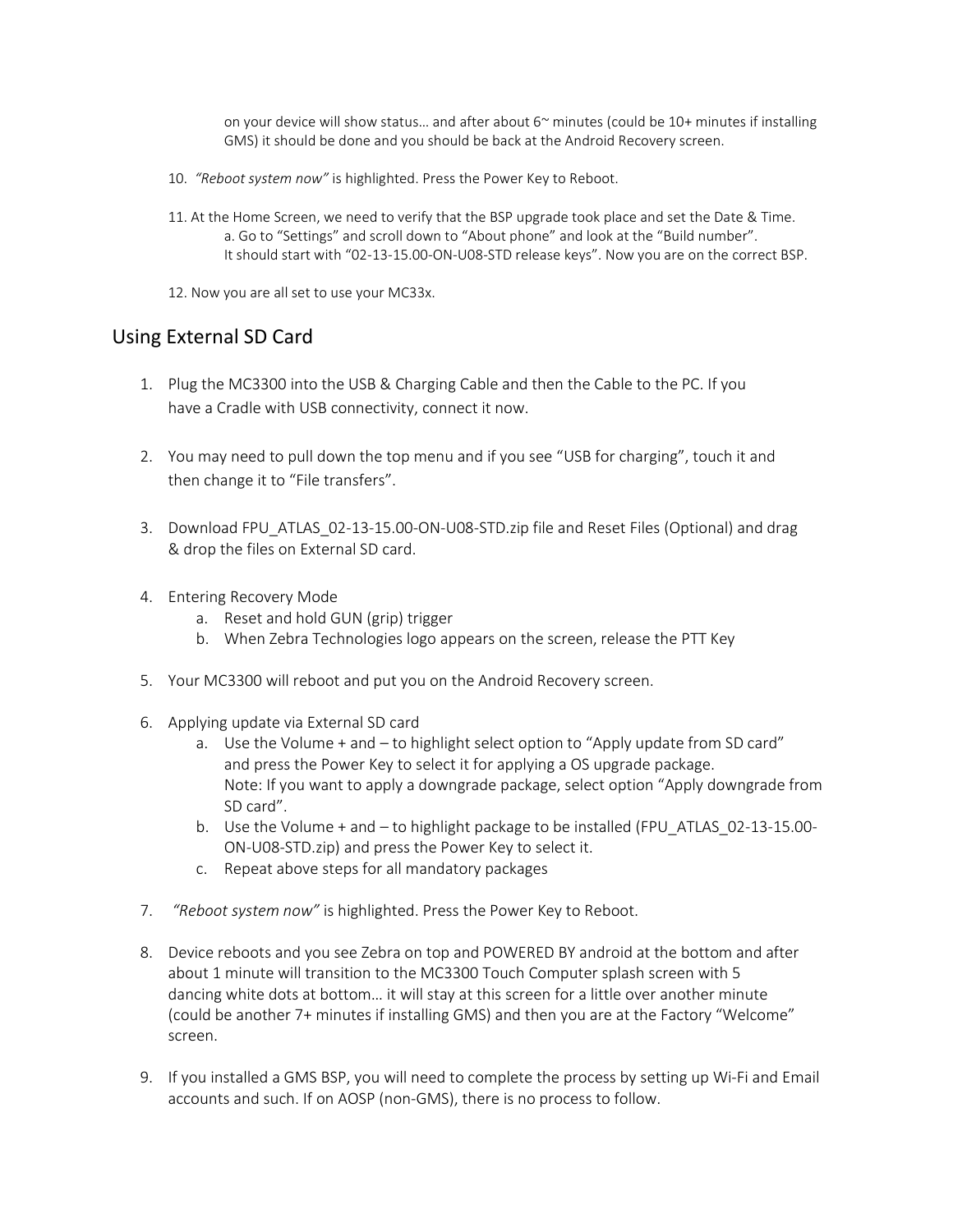on your device will show status… and after about 6~ minutes (could be 10+ minutes if installing GMS) it should be done and you should be back at the Android Recovery screen.

10. *"Reboot system now"* is highlighted. Press the Power Key to Reboot.

11. At the Home Screen, we need to verify that the BSP upgrade took place and set the Date & Time.
    a. Go to "Settings" and scroll down to "About phone" and look at the "Build number".
    It should start with "02-13-15.00-ON-U08-STD release keys". Now you are on the correct BSP.

12. Now you are all set to use your MC33x.

## Using External SD Card

1. Plug the MC3300 into the USB & Charging Cable and then the Cable to the PC. If you have a Cradle with USB connectivity, connect it now.

2. You may need to pull down the top menu and if you see "USB for charging", touch it and then change it to "File transfers".

3. Download FPU_ATLAS_02-13-15.00-ON-U08-STD.zip file and Reset Files (Optional) and drag & drop the files on External SD card.

4. Entering Recovery Mode
    a. Reset and hold GUN (grip) trigger
    b. When Zebra Technologies logo appears on the screen, release the PTT Key

5. Your MC3300 will reboot and put you on the Android Recovery screen.

6. Applying update via External SD card
    a. Use the Volume + and – to highlight select option to "Apply update from SD card" and press the Power Key to select it for applying a OS upgrade package.
    Note: If you want to apply a downgrade package, select option "Apply downgrade from SD card".
    b. Use the Volume + and – to highlight package to be installed (FPU_ATLAS_02-13-15.00-ON-U08-STD.zip) and press the Power Key to select it.
    c. Repeat above steps for all mandatory packages

7. *"Reboot system now"* is highlighted. Press the Power Key to Reboot.

8. Device reboots and you see Zebra on top and POWERED BY android at the bottom and after about 1 minute will transition to the MC3300 Touch Computer splash screen with 5 dancing white dots at bottom… it will stay at this screen for a little over another minute (could be another 7+ minutes if installing GMS) and then you are at the Factory "Welcome" screen.

9. If you installed a GMS BSP, you will need to complete the process by setting up Wi-Fi and Email accounts and such. If on AOSP (non-GMS), there is no process to follow.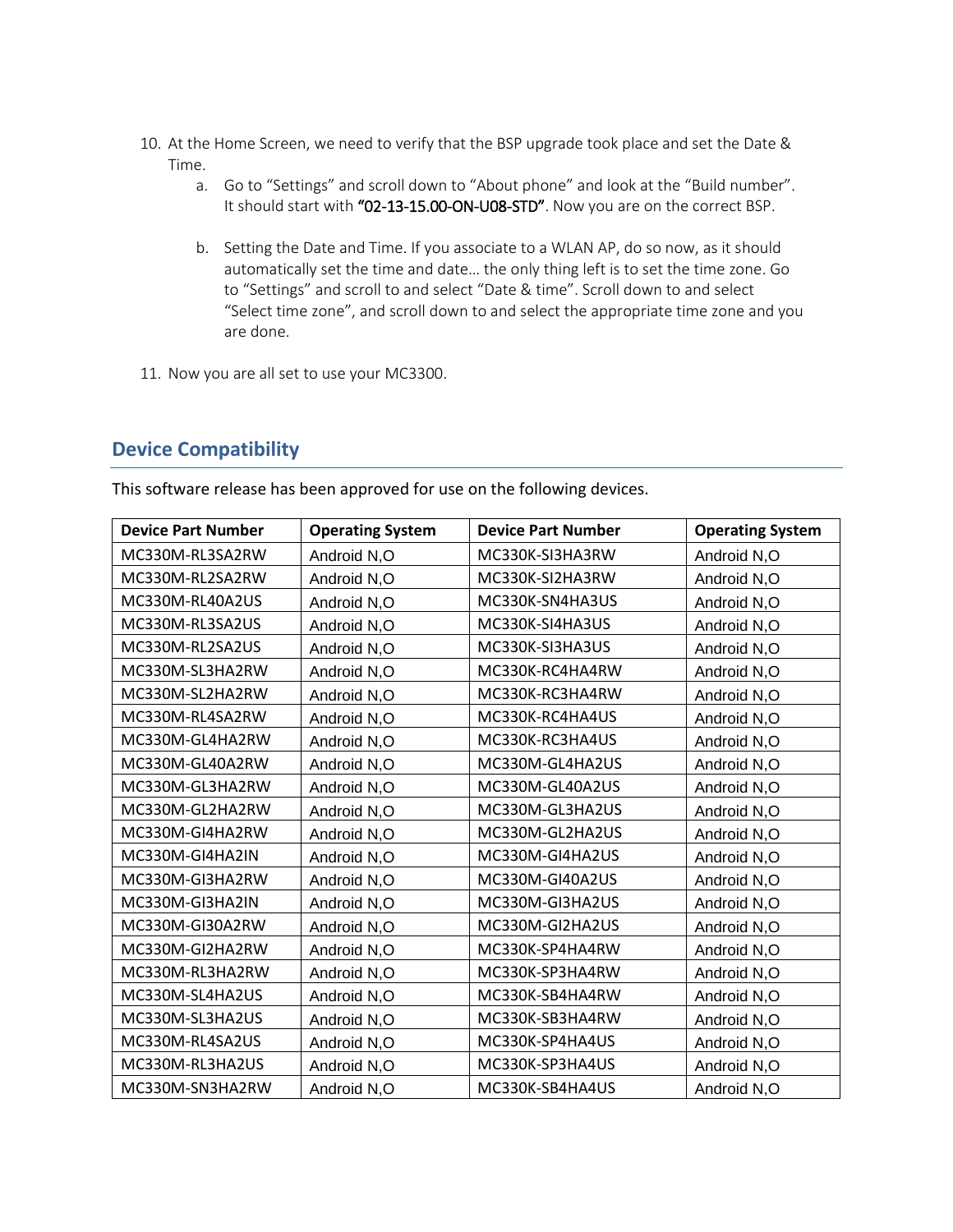10. At the Home Screen, we need to verify that the BSP upgrade took place and set the Date & Time.
    a. Go to “Settings” and scroll down to “About phone” and look at the “Build number”. It should start with **“02-13-15.00-ON-U08-STD”**. Now you are on the correct BSP.

    b. Setting the Date and Time. If you associate to a WLAN AP, do so now, as it should automatically set the time and date… the only thing left is to set the time zone. Go to “Settings” and scroll to and select “Date & time”. Scroll down to and select “Select time zone”, and scroll down to and select the appropriate time zone and you are done.

11. Now you are all set to use your MC3300.

## Device Compatibility

This software release has been approved for use on the following devices.

| Device Part Number | Operating System | Device Part Number | Operating System |
|---|---|---|---|
| MC330M-RL3SA2RW | Android N,O | MC330K-SI3HA3RW | Android N,O |
| MC330M-RL2SA2RW | Android N,O | MC330K-SI2HA3RW | Android N,O |
| MC330M-RL40A2US | Android N,O | MC330K-SN4HA3US | Android N,O |
| MC330M-RL3SA2US | Android N,O | MC330K-SI4HA3US | Android N,O |
| MC330M-RL2SA2US | Android N,O | MC330K-SI3HA3US | Android N,O |
| MC330M-SL3HA2RW | Android N,O | MC330K-RC4HA4RW | Android N,O |
| MC330M-SL2HA2RW | Android N,O | MC330K-RC3HA4RW | Android N,O |
| MC330M-RL4SA2RW | Android N,O | MC330K-RC4HA4US | Android N,O |
| MC330M-GL4HA2RW | Android N,O | MC330K-RC3HA4US | Android N,O |
| MC330M-GL40A2RW | Android N,O | MC330M-GL4HA2US | Android N,O |
| MC330M-GL3HA2RW | Android N,O | MC330M-GL40A2US | Android N,O |
| MC330M-GL2HA2RW | Android N,O | MC330M-GL3HA2US | Android N,O |
| MC330M-GI4HA2RW | Android N,O | MC330M-GL2HA2US | Android N,O |
| MC330M-GI4HA2IN | Android N,O | MC330M-GI4HA2US | Android N,O |
| MC330M-GI3HA2RW | Android N,O | MC330M-GI40A2US | Android N,O |
| MC330M-GI3HA2IN | Android N,O | MC330M-GI3HA2US | Android N,O |
| MC330M-GI30A2RW | Android N,O | MC330M-GI2HA2US | Android N,O |
| MC330M-GI2HA2RW | Android N,O | MC330K-SP4HA4RW | Android N,O |
| MC330M-RL3HA2RW | Android N,O | MC330K-SP3HA4RW | Android N,O |
| MC330M-SL4HA2US | Android N,O | MC330K-SB4HA4RW | Android N,O |
| MC330M-SL3HA2US | Android N,O | MC330K-SB3HA4RW | Android N,O |
| MC330M-RL4SA2US | Android N,O | MC330K-SP4HA4US | Android N,O |
| MC330M-RL3HA2US | Android N,O | MC330K-SP3HA4US | Android N,O |
| MC330M-SN3HA2RW | Android N,O | MC330K-SB4HA4US | Android N,O |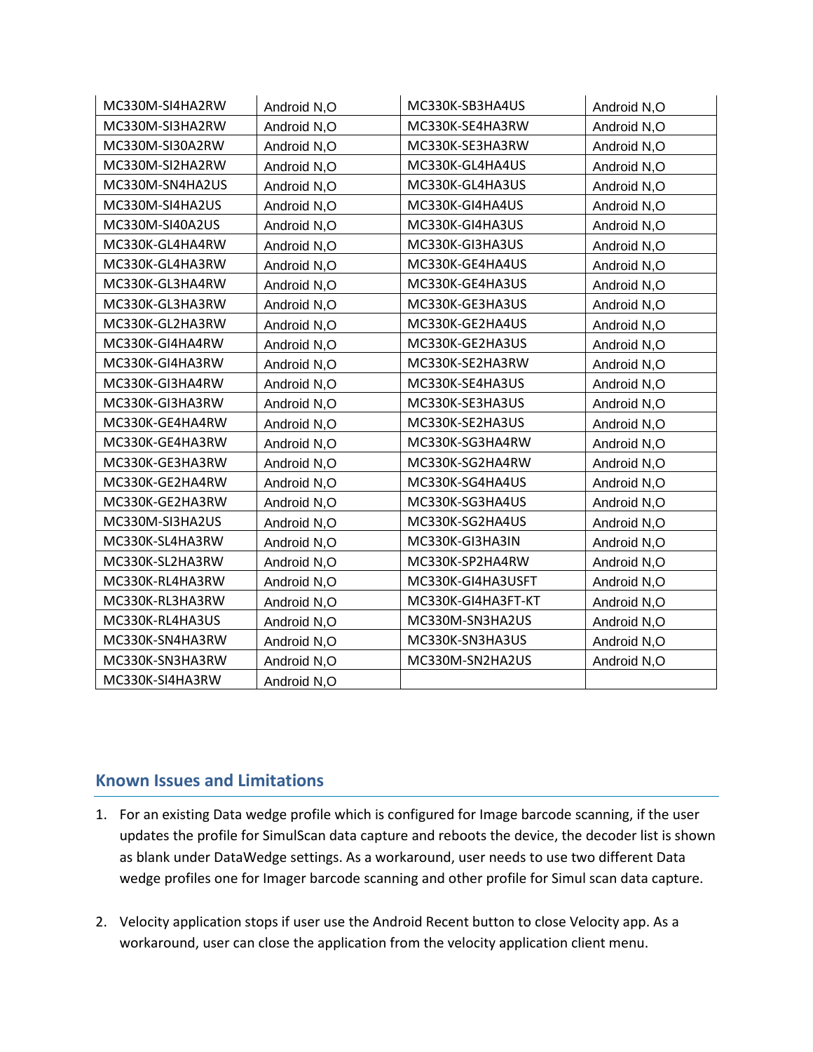| MC330M-SI4HA2RW | Android N,O | MC330K-SB3HA4US | Android N,O |
|---|---|---|---|
| MC330M-SI3HA2RW | Android N,O | MC330K-SE4HA3RW | Android N,O |
| MC330M-SI30A2RW | Android N,O | MC330K-SE3HA3RW | Android N,O |
| MC330M-SI2HA2RW | Android N,O | MC330K-GL4HA4US | Android N,O |
| MC330M-SN4HA2US | Android N,O | MC330K-GL4HA3US | Android N,O |
| MC330M-SI4HA2US | Android N,O | MC330K-GI4HA4US | Android N,O |
| MC330M-SI40A2US | Android N,O | MC330K-GI4HA3US | Android N,O |
| MC330K-GL4HA4RW | Android N,O | MC330K-GI3HA3US | Android N,O |
| MC330K-GL4HA3RW | Android N,O | MC330K-GE4HA4US | Android N,O |
| MC330K-GL3HA4RW | Android N,O | MC330K-GE4HA3US | Android N,O |
| MC330K-GL3HA3RW | Android N,O | MC330K-GE3HA3US | Android N,O |
| MC330K-GL2HA3RW | Android N,O | MC330K-GE2HA4US | Android N,O |
| MC330K-GI4HA4RW | Android N,O | MC330K-GE2HA3US | Android N,O |
| MC330K-GI4HA3RW | Android N,O | MC330K-SE2HA3RW | Android N,O |
| MC330K-GI3HA4RW | Android N,O | MC330K-SE4HA3US | Android N,O |
| MC330K-GI3HA3RW | Android N,O | MC330K-SE3HA3US | Android N,O |
| MC330K-GE4HA4RW | Android N,O | MC330K-SE2HA3US | Android N,O |
| MC330K-GE4HA3RW | Android N,O | MC330K-SG3HA4RW | Android N,O |
| MC330K-GE3HA3RW | Android N,O | MC330K-SG2HA4RW | Android N,O |
| MC330K-GE2HA4RW | Android N,O | MC330K-SG4HA4US | Android N,O |
| MC330K-GE2HA3RW | Android N,O | MC330K-SG3HA4US | Android N,O |
| MC330M-SI3HA2US | Android N,O | MC330K-SG2HA4US | Android N,O |
| MC330K-SL4HA3RW | Android N,O | MC330K-GI3HA3IN | Android N,O |
| MC330K-SL2HA3RW | Android N,O | MC330K-SP2HA4RW | Android N,O |
| MC330K-RL4HA3RW | Android N,O | MC330K-GI4HA3USFT | Android N,O |
| MC330K-RL3HA3RW | Android N,O | MC330K-GI4HA3FT-KT | Android N,O |
| MC330K-RL4HA3US | Android N,O | MC330M-SN3HA2US | Android N,O |
| MC330K-SN4HA3RW | Android N,O | MC330K-SN3HA3US | Android N,O |
| MC330K-SN3HA3RW | Android N,O | MC330M-SN2HA2US | Android N,O |
| MC330K-SI4HA3RW | Android N,O | | |

## Known Issues and Limitations

1. For an existing Data wedge profile which is configured for Image barcode scanning, if the user updates the profile for SimulScan data capture and reboots the device, the decoder list is shown as blank under DataWedge settings. As a workaround, user needs to use two different Data wedge profiles one for Imager barcode scanning and other profile for Simul scan data capture.

2. Velocity application stops if user use the Android Recent button to close Velocity app. As a workaround, user can close the application from the velocity application client menu.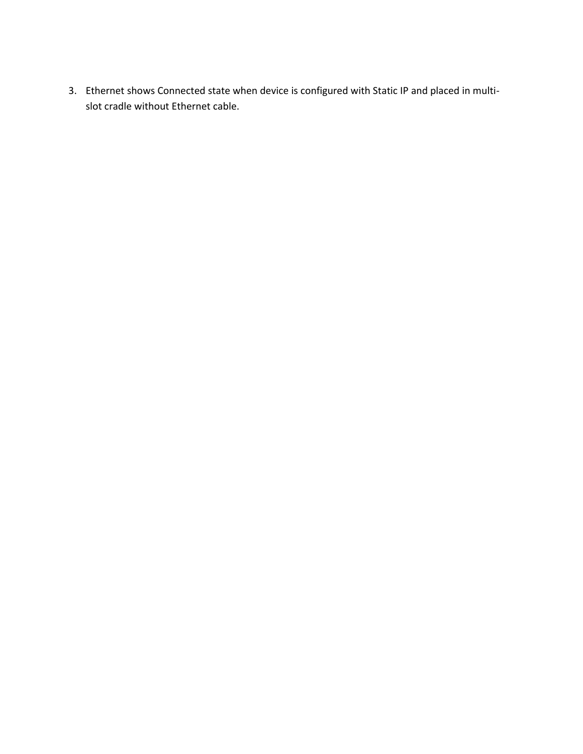3. Ethernet shows Connected state when device is configured with Static IP and placed in multi-slot cradle without Ethernet cable.